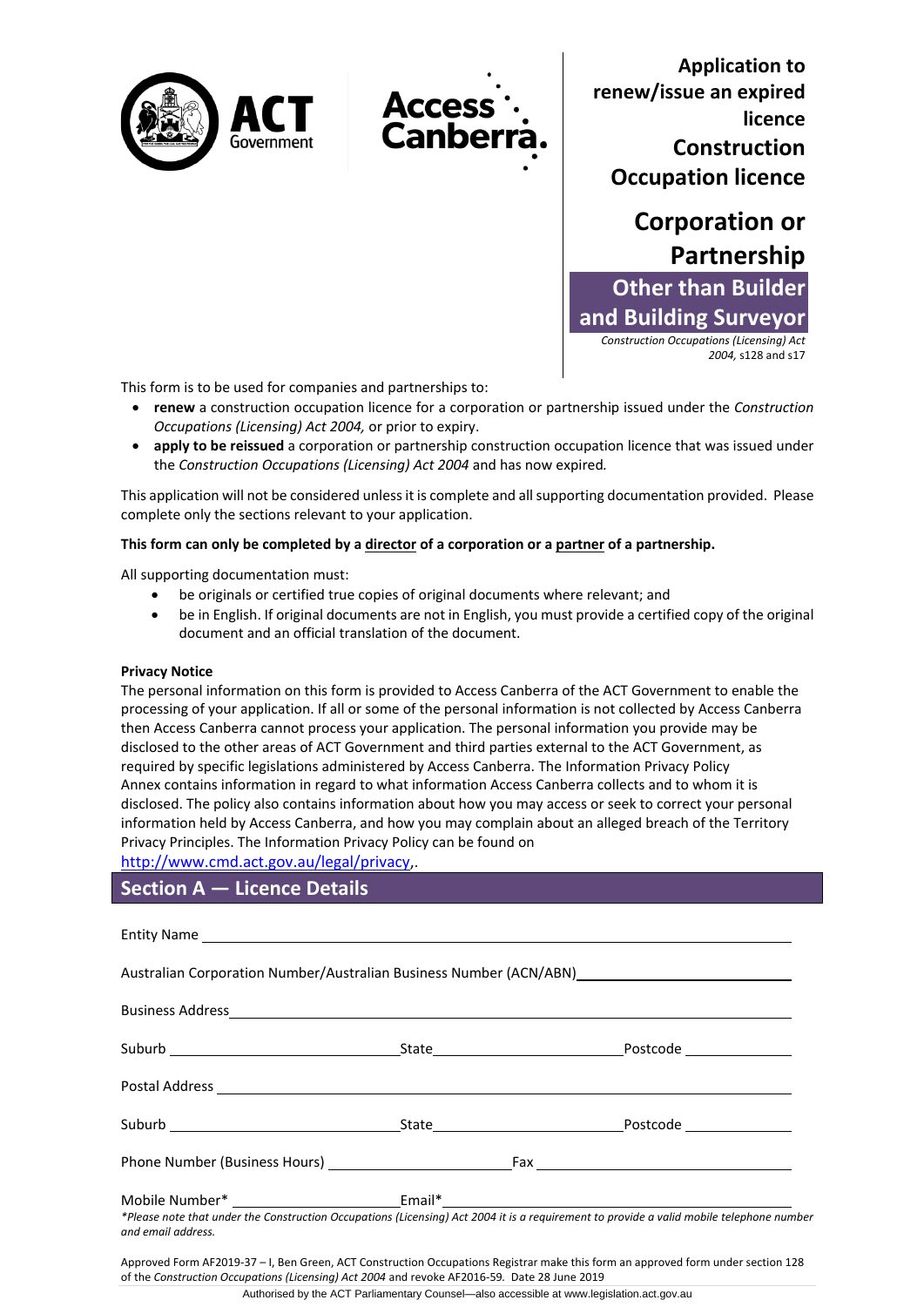# Application to renew/issue an expired licence Construction Occupation licence

## Corporation or Partnership

## Other than Builder and Building Surveyor

*Construction Occupations (Licensing) Act 2004,* s128 and s17

This form is to be used for companies and partnerships to:

- **renew** a construction occupation licence for a corporation or partnership issued under the *Construction Occupations (Licensing) Act 2004,* or prior to expiry.
- **apply to be reissued** a corporation or partnership construction occupation licence that was issued under the *Construction Occupations (Licensing) Act 2004* and has now expired*.*

This application will not be considered unless it is complete and all supporting documentation provided. Please complete only the sections relevant to your application.

**This form can only be completed by a director of a corporation or a partner of a partnership.**

All supporting documentation must:

- be originals or certified true copies of original documents where relevant; and
- be in English. If original documents are not in English, you must provide a certified copy of the original document and an official translation of the document.

**Privacy Notice**

The personal information on this form is provided to Access Canberra of the ACT Government to enable the processing of your application. If all or some of the personal information is not collected by Access Canberra then Access Canberra cannot process your application. The personal information you provide may be disclosed to the other areas of ACT Government and third parties external to the ACT Government, as required by specific legislations administered by Access Canberra. The Information Privacy Policy Annex contains information in regard to what information Access Canberra collects and to whom it is disclosed. The policy also contains information about how you may access or seek to correct your personal information held by Access Canberra, and how you may complain about an alleged breach of the Territory Privacy Principles. The Information Privacy Policy can be found on
http://www.cmd.act.gov.au/legal/privacy,.

## Section A — Licence Details

Entity Name \_\_\_\_\_\_\_\_\_\_\_\_\_\_\_\_\_\_\_\_\_\_\_\_\_\_\_\_\_\_\_\_\_\_\_\_\_\_\_\_\_\_\_\_

Australian Corporation Number/Australian Business Number (ACN/ABN) \_\_\_\_\_\_\_\_\_\_\_\_\_\_\_\_\_\_\_\_\_\_\_\_

Business Address \_\_\_\_\_\_\_\_\_\_\_\_\_\_\_\_\_\_\_\_\_\_\_\_\_\_\_\_\_\_\_\_\_\_\_\_\_\_\_\_\_\_\_\_

Suburb \_\_\_\_\_\_\_\_\_\_\_\_\_\_\_\_ State \_\_\_\_\_\_\_\_\_\_\_\_\_\_\_\_ Postcode \_\_\_\_\_\_\_\_\_\_

Postal Address \_\_\_\_\_\_\_\_\_\_\_\_\_\_\_\_\_\_\_\_\_\_\_\_\_\_\_\_\_\_\_\_\_\_\_\_\_\_\_\_\_\_\_\_

Suburb \_\_\_\_\_\_\_\_\_\_\_\_\_\_\_\_ State \_\_\_\_\_\_\_\_\_\_\_\_\_\_\_\_ Postcode \_\_\_\_\_\_\_\_\_\_

Phone Number (Business Hours) \_\_\_\_\_\_\_\_\_\_\_\_\_\_\_\_ Fax \_\_\_\_\_\_\_\_\_\_\_\_\_\_\_\_

Mobile Number* \_\_\_\_\_\_\_\_\_\_\_\_\_\_\_\_ Email* \_\_\_\_\_\_\_\_\_\_\_\_\_\_\_\_\_\_\_\_\_\_\_\_

*\*Please note that under the Construction Occupations (Licensing) Act 2004 it is a requirement to provide a valid mobile telephone number and email address.*

Approved Form AF2019-37 – I, Ben Green, ACT Construction Occupations Registrar make this form an approved form under section 128 of the *Construction Occupations (Licensing) Act 2004* and revoke AF2016-59. Date 28 June 2019

Authorised by the ACT Parliamentary Counsel—also accessible at www.legislation.act.gov.au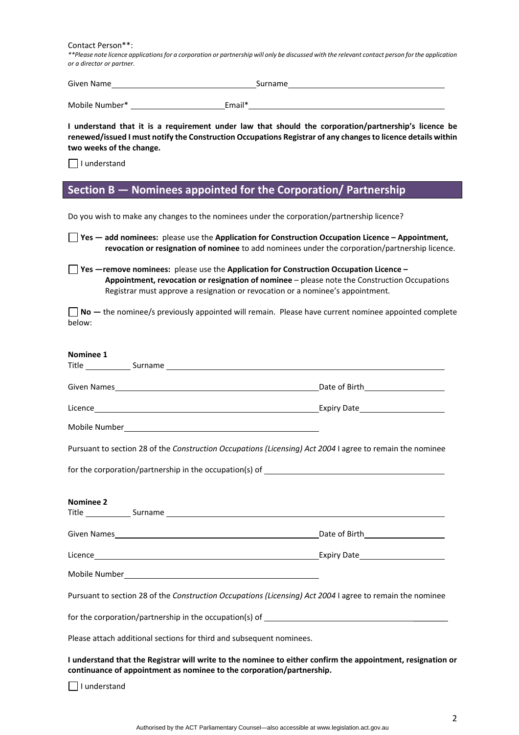Contact Person**:

*\*\*Please note licence applications for a corporation or partnership will only be discussed with the relevant contact person for the application or a director or partner.*

Given Name\_\_\_\_\_\_\_\_\_\_\_\_\_\_\_\_\_\_\_\_\_\_\_\_\_\_\_\_\_\_ Surname\_\_\_\_\_\_\_\_\_\_\_\_\_\_\_\_\_\_\_\_\_\_\_\_\_\_\_\_\_\_

Mobile Number* \_\_\_\_\_\_\_\_\_\_\_\_\_\_\_\_\_\_\_\_ Email*\_\_\_\_\_\_\_\_\_\_\_\_\_\_\_\_\_\_\_\_\_\_\_\_\_\_\_\_\_\_\_\_\_\_\_\_

**I understand that it is a requirement under law that should the corporation/partnership's licence be renewed/issued I must notify the Construction Occupations Registrar of any changes to licence details within two weeks of the change.**

☐ I understand

## Section B — Nominees appointed for the Corporation/ Partnership

Do you wish to make any changes to the nominees under the corporation/partnership licence?

☐ **Yes — add nominees:** please use the **Application for Construction Occupation Licence – Appointment, revocation or resignation of nominee** to add nominees under the corporation/partnership licence.

☐ **Yes —remove nominees:** please use the **Application for Construction Occupation Licence – Appointment, revocation or resignation of nominee** – please note the Construction Occupations Registrar must approve a resignation or revocation or a nominee's appointment.

☐ **No —** the nominee/s previously appointed will remain. Please have current nominee appointed complete below:

**Nominee 1**

Title \_\_\_\_\_\_\_\_\_\_ Surname \_\_\_\_\_\_\_\_\_\_\_\_\_\_\_\_\_\_\_\_\_\_\_\_\_\_\_\_\_\_\_\_\_\_\_\_\_\_\_\_\_\_\_\_\_\_\_\_

Given Names\_\_\_\_\_\_\_\_\_\_\_\_\_\_\_\_\_\_\_\_\_\_\_\_\_\_\_\_\_\_\_\_\_\_\_\_\_\_\_\_ Date of Birth\_\_\_\_\_\_\_\_\_\_\_\_\_\_\_\_\_\_

Licence\_\_\_\_\_\_\_\_\_\_\_\_\_\_\_\_\_\_\_\_\_\_\_\_\_\_\_\_\_\_\_\_\_\_\_\_\_\_\_\_\_\_\_\_ Expiry Date\_\_\_\_\_\_\_\_\_\_\_\_\_\_\_\_\_\_

Mobile Number\_\_\_\_\_\_\_\_\_\_\_\_\_\_\_\_\_\_\_\_\_\_\_\_\_\_\_\_\_\_\_\_\_\_\_\_\_\_

Pursuant to section 28 of the *Construction Occupations (Licensing) Act 2004* I agree to remain the nominee for the corporation/partnership in the occupation(s) of \_\_\_\_\_\_\_\_\_\_\_\_\_\_\_\_\_\_\_\_\_\_\_\_\_\_\_\_\_\_\_\_\_\_\_\_\_\_

**Nominee 2**

Title \_\_\_\_\_\_\_\_\_\_ Surname \_\_\_\_\_\_\_\_\_\_\_\_\_\_\_\_\_\_\_\_\_\_\_\_\_\_\_\_\_\_\_\_\_\_\_\_\_\_\_\_\_\_\_\_\_\_\_\_

Given Names\_\_\_\_\_\_\_\_\_\_\_\_\_\_\_\_\_\_\_\_\_\_\_\_\_\_\_\_\_\_\_\_\_\_\_\_\_\_\_\_ Date of Birth\_\_\_\_\_\_\_\_\_\_\_\_\_\_\_\_\_\_

Licence\_\_\_\_\_\_\_\_\_\_\_\_\_\_\_\_\_\_\_\_\_\_\_\_\_\_\_\_\_\_\_\_\_\_\_\_\_\_\_\_\_\_\_\_ Expiry Date\_\_\_\_\_\_\_\_\_\_\_\_\_\_\_\_\_\_

Mobile Number\_\_\_\_\_\_\_\_\_\_\_\_\_\_\_\_\_\_\_\_\_\_\_\_\_\_\_\_\_\_\_\_\_\_\_\_\_\_

Pursuant to section 28 of the *Construction Occupations (Licensing) Act 2004* I agree to remain the nominee for the corporation/partnership in the occupation(s) of \_\_\_\_\_\_\_\_\_\_\_\_\_\_\_\_\_\_\_\_\_\_\_\_\_\_\_\_\_\_\_\_\_\_\_\_\_\_

Please attach additional sections for third and subsequent nominees.

**I understand that the Registrar will write to the nominee to either confirm the appointment, resignation or continuance of appointment as nominee to the corporation/partnership.**

☐ I understand

Authorised by the ACT Parliamentary Counsel—also accessible at www.legislation.act.gov.au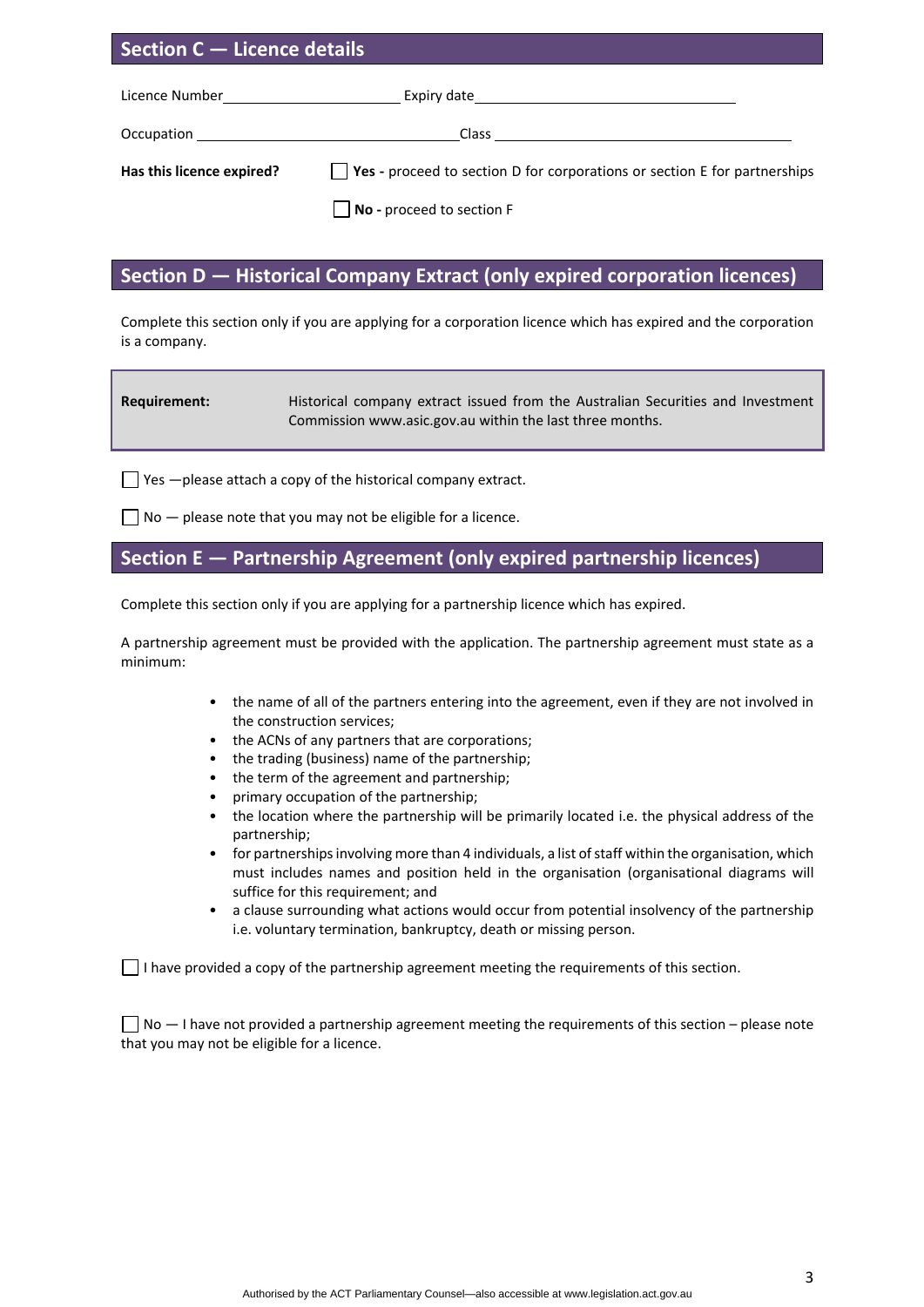## Section C — Licence details

Licence Number\_\_\_\_\_\_\_\_\_\_\_\_\_\_\_\_\_\_\_\_ Expiry date\_\_\_\_\_\_\_\_\_\_\_\_\_\_\_\_\_\_\_\_\_\_\_\_\_\_\_\_\_\_

Occupation \_\_\_\_\_\_\_\_\_\_\_\_\_\_\_\_\_\_\_\_\_\_\_\_\_\_\_\_\_\_ Class \_\_\_\_\_\_\_\_\_\_\_\_\_\_\_\_\_\_\_\_\_\_\_\_\_\_\_\_\_\_\_\_

**Has this licence expired?**

☐ **Yes -** proceed to section D for corporations or section E for partnerships

☐ **No -** proceed to section F

## Section D — Historical Company Extract (only expired corporation licences)

Complete this section only if you are applying for a corporation licence which has expired and the corporation is a company.

| **Requirement:** | Historical company extract issued from the Australian Securities and Investment Commission www.asic.gov.au within the last three months. |
|---|---|

☐ Yes —please attach a copy of the historical company extract.

☐ No — please note that you may not be eligible for a licence.

## Section E — Partnership Agreement (only expired partnership licences)

Complete this section only if you are applying for a partnership licence which has expired.

A partnership agreement must be provided with the application. The partnership agreement must state as a minimum:

- the name of all of the partners entering into the agreement, even if they are not involved in the construction services;
- the ACNs of any partners that are corporations;
- the trading (business) name of the partnership;
- the term of the agreement and partnership;
- primary occupation of the partnership;
- the location where the partnership will be primarily located i.e. the physical address of the partnership;
- for partnerships involving more than 4 individuals, a list of staff within the organisation, which must includes names and position held in the organisation (organisational diagrams will suffice for this requirement; and
- a clause surrounding what actions would occur from potential insolvency of the partnership i.e. voluntary termination, bankruptcy, death or missing person.

☐ I have provided a copy of the partnership agreement meeting the requirements of this section.

☐ No — I have not provided a partnership agreement meeting the requirements of this section – please note that you may not be eligible for a licence.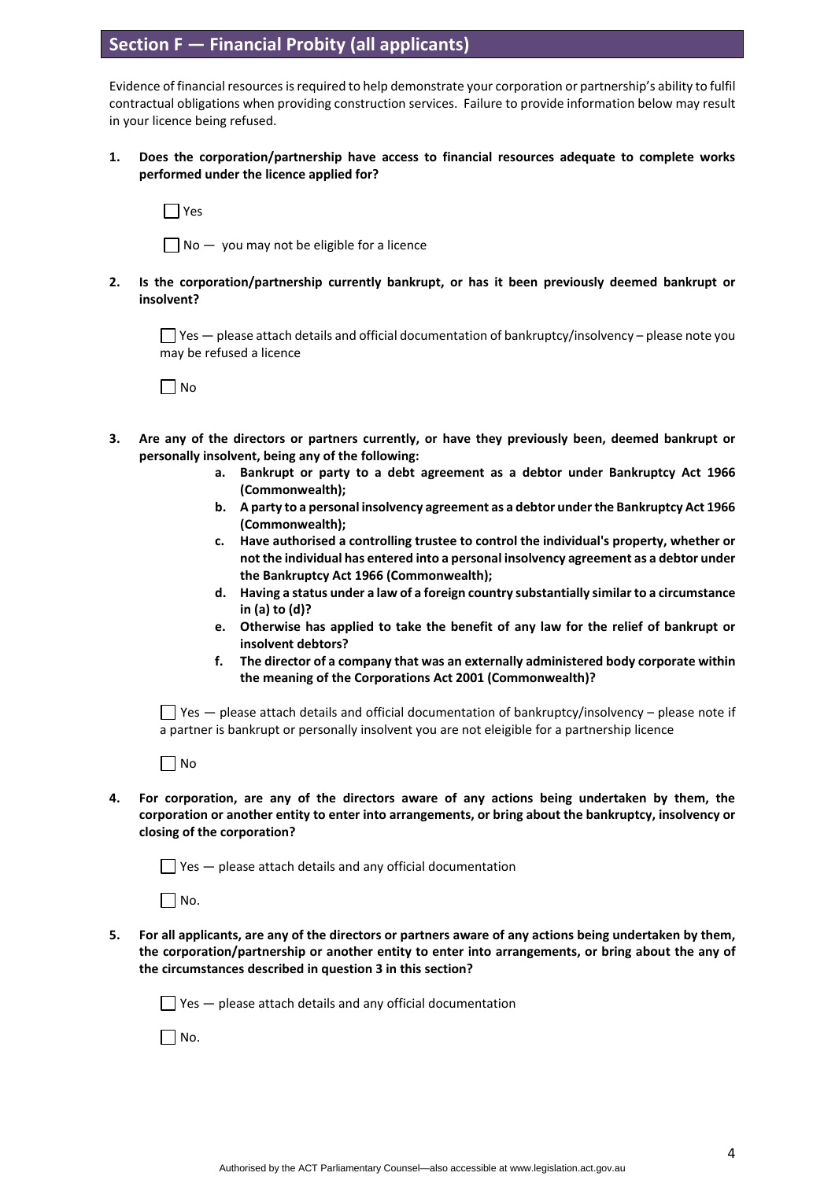## Section F — Financial Probity (all applicants)

Evidence of financial resources is required to help demonstrate your corporation or partnership's ability to fulfil contractual obligations when providing construction services. Failure to provide information below may result in your licence being refused.

1. **Does the corporation/partnership have access to financial resources adequate to complete works performed under the licence applied for?**

   ☐ Yes

   ☐ No — you may not be eligible for a licence

2. **Is the corporation/partnership currently bankrupt, or has it been previously deemed bankrupt or insolvent?**

   ☐ Yes — please attach details and official documentation of bankruptcy/insolvency – please note you may be refused a licence

   ☐ No

3. **Are any of the directors or partners currently, or have they previously been, deemed bankrupt or personally insolvent, being any of the following:**
   a. **Bankrupt or party to a debt agreement as a debtor under Bankruptcy Act 1966 (Commonwealth);**
   b. **A party to a personal insolvency agreement as a debtor under the Bankruptcy Act 1966 (Commonwealth);**
   c. **Have authorised a controlling trustee to control the individual's property, whether or not the individual has entered into a personal insolvency agreement as a debtor under the Bankruptcy Act 1966 (Commonwealth);**
   d. **Having a status under a law of a foreign country substantially similar to a circumstance in (a) to (d)?**
   e. **Otherwise has applied to take the benefit of any law for the relief of bankrupt or insolvent debtors?**
   f. **The director of a company that was an externally administered body corporate within the meaning of the Corporations Act 2001 (Commonwealth)?**

   ☐ Yes — please attach details and official documentation of bankruptcy/insolvency – please note if a partner is bankrupt or personally insolvent you are not eleigible for a partnership licence

   ☐ No

4. **For corporation, are any of the directors aware of any actions being undertaken by them, the corporation or another entity to enter into arrangements, or bring about the bankruptcy, insolvency or closing of the corporation?**

   ☐ Yes — please attach details and any official documentation

   ☐ No.

5. **For all applicants, are any of the directors or partners aware of any actions being undertaken by them, the corporation/partnership or another entity to enter into arrangements, or bring about the any of the circumstances described in question 3 in this section?**

   ☐ Yes — please attach details and any official documentation

   ☐ No.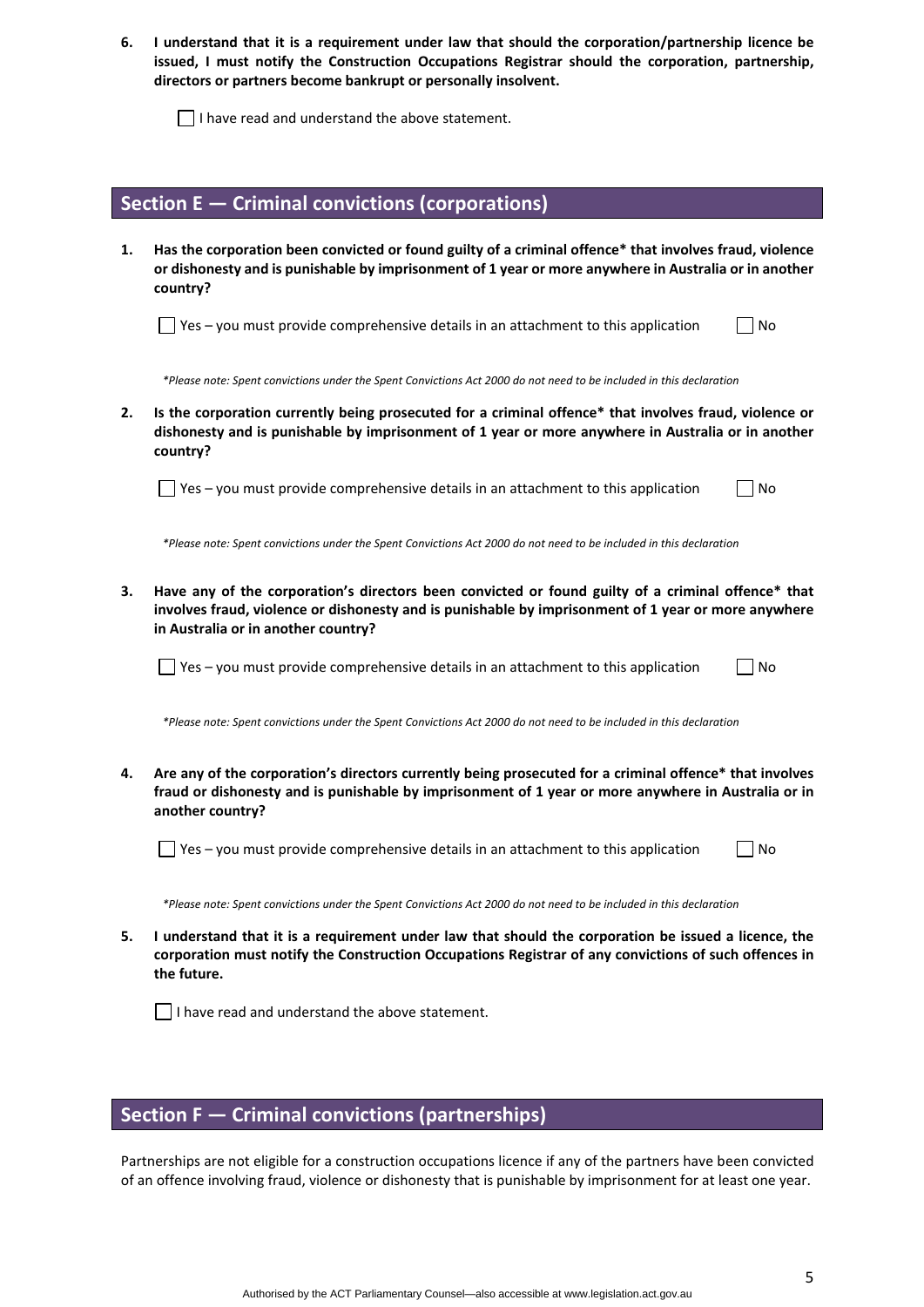6. **I understand that it is a requirement under law that should the corporation/partnership licence be issued, I must notify the Construction Occupations Registrar should the corporation, partnership, directors or partners become bankrupt or personally insolvent.**

   ☐ I have read and understand the above statement.

## Section E — Criminal convictions (corporations)

1. **Has the corporation been convicted or found guilty of a criminal offence* that involves fraud, violence or dishonesty and is punishable by imprisonment of 1 year or more anywhere in Australia or in another country?**

   ☐ Yes – you must provide comprehensive details in an attachment to this application ☐ No

   *\*Please note: Spent convictions under the Spent Convictions Act 2000 do not need to be included in this declaration*

2. **Is the corporation currently being prosecuted for a criminal offence* that involves fraud, violence or dishonesty and is punishable by imprisonment of 1 year or more anywhere in Australia or in another country?**

   ☐ Yes – you must provide comprehensive details in an attachment to this application ☐ No

   *\*Please note: Spent convictions under the Spent Convictions Act 2000 do not need to be included in this declaration*

3. **Have any of the corporation's directors been convicted or found guilty of a criminal offence* that involves fraud, violence or dishonesty and is punishable by imprisonment of 1 year or more anywhere in Australia or in another country?**

   ☐ Yes – you must provide comprehensive details in an attachment to this application ☐ No

   *\*Please note: Spent convictions under the Spent Convictions Act 2000 do not need to be included in this declaration*

4. **Are any of the corporation's directors currently being prosecuted for a criminal offence* that involves fraud or dishonesty and is punishable by imprisonment of 1 year or more anywhere in Australia or in another country?**

   ☐ Yes – you must provide comprehensive details in an attachment to this application ☐ No

   *\*Please note: Spent convictions under the Spent Convictions Act 2000 do not need to be included in this declaration*

5. **I understand that it is a requirement under law that should the corporation be issued a licence, the corporation must notify the Construction Occupations Registrar of any convictions of such offences in the future.**

   ☐ I have read and understand the above statement.

## Section F — Criminal convictions (partnerships)

Partnerships are not eligible for a construction occupations licence if any of the partners have been convicted of an offence involving fraud, violence or dishonesty that is punishable by imprisonment for at least one year.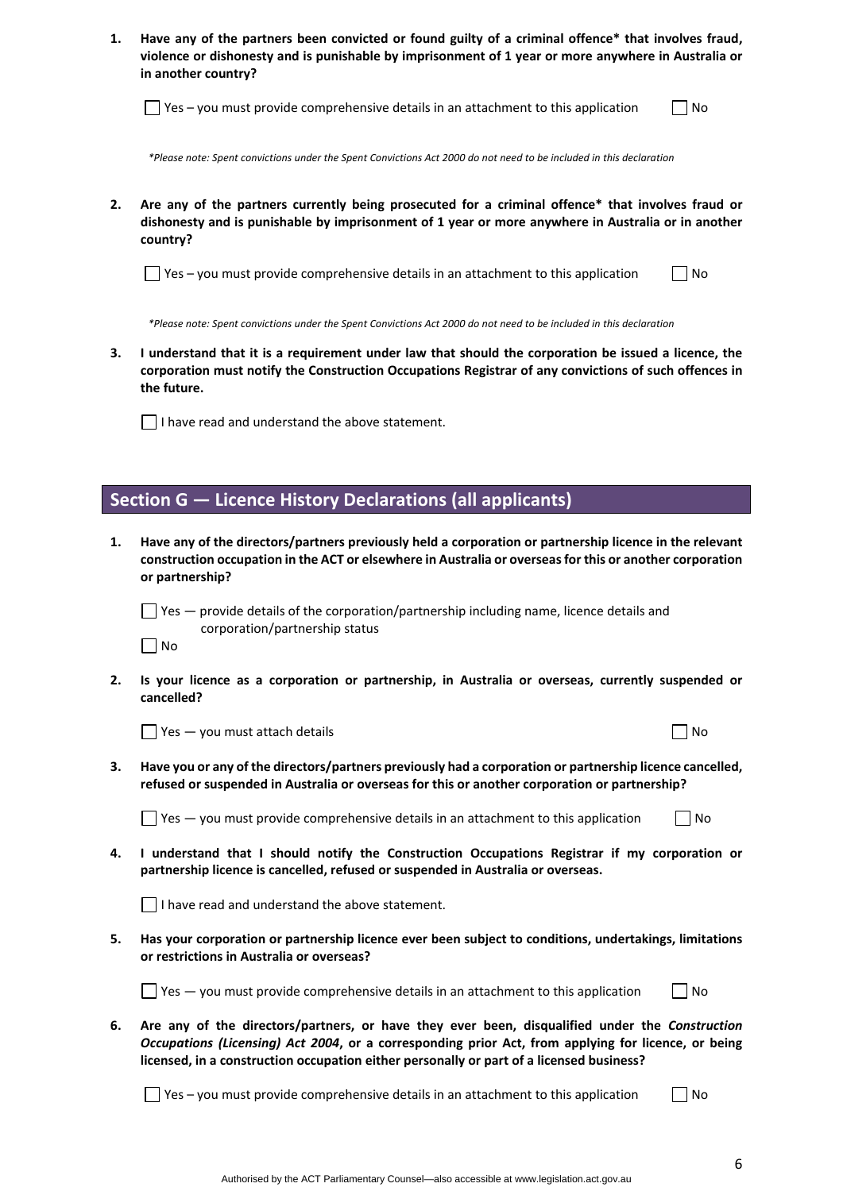1. **Have any of the partners been convicted or found guilty of a criminal offence* that involves fraud, violence or dishonesty and is punishable by imprisonment of 1 year or more anywhere in Australia or in another country?**

   ☐ Yes – you must provide comprehensive details in an attachment to this application ☐ No

   *\*Please note: Spent convictions under the Spent Convictions Act 2000 do not need to be included in this declaration*

2. **Are any of the partners currently being prosecuted for a criminal offence* that involves fraud or dishonesty and is punishable by imprisonment of 1 year or more anywhere in Australia or in another country?**

   ☐ Yes – you must provide comprehensive details in an attachment to this application ☐ No

   *\*Please note: Spent convictions under the Spent Convictions Act 2000 do not need to be included in this declaration*

3. **I understand that it is a requirement under law that should the corporation be issued a licence, the corporation must notify the Construction Occupations Registrar of any convictions of such offences in the future.**

   ☐ I have read and understand the above statement.

## Section G — Licence History Declarations (all applicants)

1. **Have any of the directors/partners previously held a corporation or partnership licence in the relevant construction occupation in the ACT or elsewhere in Australia or overseas for this or another corporation or partnership?**

   ☐ Yes — provide details of the corporation/partnership including name, licence details and corporation/partnership status

   ☐ No

2. **Is your licence as a corporation or partnership, in Australia or overseas, currently suspended or cancelled?**

   ☐ Yes — you must attach details ☐ No

3. **Have you or any of the directors/partners previously had a corporation or partnership licence cancelled, refused or suspended in Australia or overseas for this or another corporation or partnership?**

   ☐ Yes — you must provide comprehensive details in an attachment to this application ☐ No

4. **I understand that I should notify the Construction Occupations Registrar if my corporation or partnership licence is cancelled, refused or suspended in Australia or overseas.**

   ☐ I have read and understand the above statement.

5. **Has your corporation or partnership licence ever been subject to conditions, undertakings, limitations or restrictions in Australia or overseas?**

   ☐ Yes — you must provide comprehensive details in an attachment to this application ☐ No

6. **Are any of the directors/partners, or have they ever been, disqualified under the *Construction Occupations (Licensing) Act 2004*, or a corresponding prior Act, from applying for licence, or being licensed, in a construction occupation either personally or part of a licensed business?**

   ☐ Yes – you must provide comprehensive details in an attachment to this application ☐ No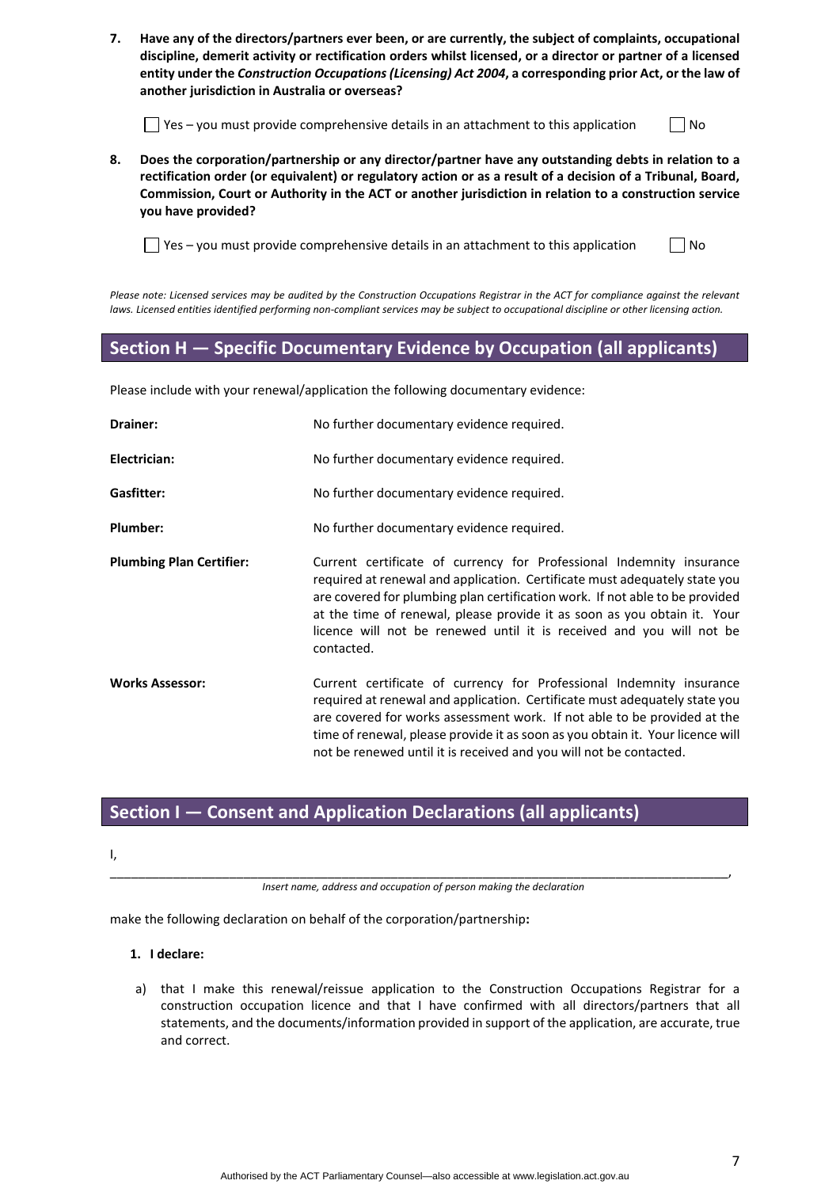**7. Have any of the directors/partners ever been, or are currently, the subject of complaints, occupational discipline, demerit activity or rectification orders whilst licensed, or a director or partner of a licensed entity under the *Construction Occupations (Licensing) Act 2004*, a corresponding prior Act, or the law of another jurisdiction in Australia or overseas?**

☐ Yes – you must provide comprehensive details in an attachment to this application ☐ No

**8. Does the corporation/partnership or any director/partner have any outstanding debts in relation to a rectification order (or equivalent) or regulatory action or as a result of a decision of a Tribunal, Board, Commission, Court or Authority in the ACT or another jurisdiction in relation to a construction service you have provided?**

☐ Yes – you must provide comprehensive details in an attachment to this application ☐ No

*Please note: Licensed services may be audited by the Construction Occupations Registrar in the ACT for compliance against the relevant laws. Licensed entities identified performing non-compliant services may be subject to occupational discipline or other licensing action.*

## Section H — Specific Documentary Evidence by Occupation (all applicants)

Please include with your renewal/application the following documentary evidence:

**Drainer:** No further documentary evidence required.

**Electrician:** No further documentary evidence required.

**Gasfitter:** No further documentary evidence required.

**Plumber:** No further documentary evidence required.

**Plumbing Plan Certifier:** Current certificate of currency for Professional Indemnity insurance required at renewal and application. Certificate must adequately state you are covered for plumbing plan certification work. If not able to be provided at the time of renewal, please provide it as soon as you obtain it. Your licence will not be renewed until it is received and you will not be contacted.

**Works Assessor:** Current certificate of currency for Professional Indemnity insurance required at renewal and application. Certificate must adequately state you are covered for works assessment work. If not able to be provided at the time of renewal, please provide it as soon as you obtain it. Your licence will not be renewed until it is received and you will not be contacted.

## Section I — Consent and Application Declarations (all applicants)

I, \_\_\_\_\_\_\_\_\_\_\_\_\_\_\_\_\_\_\_\_\_\_\_\_\_\_\_\_\_\_\_\_\_\_\_\_\_\_\_\_\_\_\_\_\_\_\_\_\_\_\_\_\_\_\_\_\_\_\_\_\_\_\_\_\_\_\_\_\_\_,

*Insert name, address and occupation of person making the declaration*

make the following declaration on behalf of the corporation/partnership**:**

**1. I declare:**

a) that I make this renewal/reissue application to the Construction Occupations Registrar for a construction occupation licence and that I have confirmed with all directors/partners that all statements, and the documents/information provided in support of the application, are accurate, true and correct.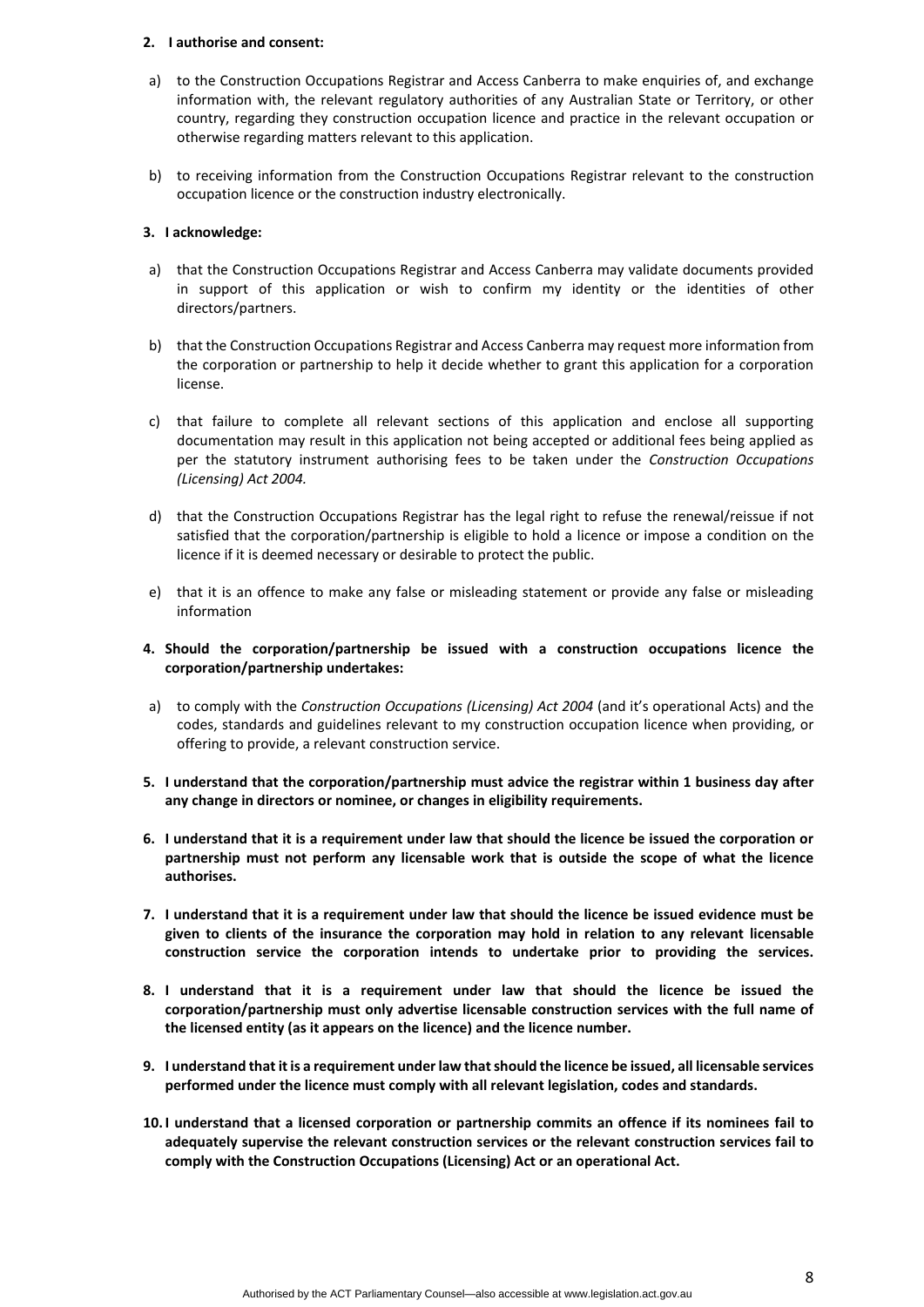**2. I authorise and consent:**

a) to the Construction Occupations Registrar and Access Canberra to make enquiries of, and exchange information with, the relevant regulatory authorities of any Australian State or Territory, or other country, regarding they construction occupation licence and practice in the relevant occupation or otherwise regarding matters relevant to this application.

b) to receiving information from the Construction Occupations Registrar relevant to the construction occupation licence or the construction industry electronically.

**3. I acknowledge:**

a) that the Construction Occupations Registrar and Access Canberra may validate documents provided in support of this application or wish to confirm my identity or the identities of other directors/partners.

b) that the Construction Occupations Registrar and Access Canberra may request more information from the corporation or partnership to help it decide whether to grant this application for a corporation license.

c) that failure to complete all relevant sections of this application and enclose all supporting documentation may result in this application not being accepted or additional fees being applied as per the statutory instrument authorising fees to be taken under the *Construction Occupations (Licensing) Act 2004.*

d) that the Construction Occupations Registrar has the legal right to refuse the renewal/reissue if not satisfied that the corporation/partnership is eligible to hold a licence or impose a condition on the licence if it is deemed necessary or desirable to protect the public.

e) that it is an offence to make any false or misleading statement or provide any false or misleading information

**4. Should the corporation/partnership be issued with a construction occupations licence the corporation/partnership undertakes:**

a) to comply with the *Construction Occupations (Licensing) Act 2004* (and it's operational Acts) and the codes, standards and guidelines relevant to my construction occupation licence when providing, or offering to provide, a relevant construction service.

**5. I understand that the corporation/partnership must advice the registrar within 1 business day after any change in directors or nominee, or changes in eligibility requirements.**

**6. I understand that it is a requirement under law that should the licence be issued the corporation or partnership must not perform any licensable work that is outside the scope of what the licence authorises.**

**7. I understand that it is a requirement under law that should the licence be issued evidence must be given to clients of the insurance the corporation may hold in relation to any relevant licensable construction service the corporation intends to undertake prior to providing the services.**

**8. I understand that it is a requirement under law that should the licence be issued the corporation/partnership must only advertise licensable construction services with the full name of the licensed entity (as it appears on the licence) and the licence number.**

**9. I understand that it is a requirement under law that should the licence be issued, all licensable services performed under the licence must comply with all relevant legislation, codes and standards.**

**10. I understand that a licensed corporation or partnership commits an offence if its nominees fail to adequately supervise the relevant construction services or the relevant construction services fail to comply with the Construction Occupations (Licensing) Act or an operational Act.**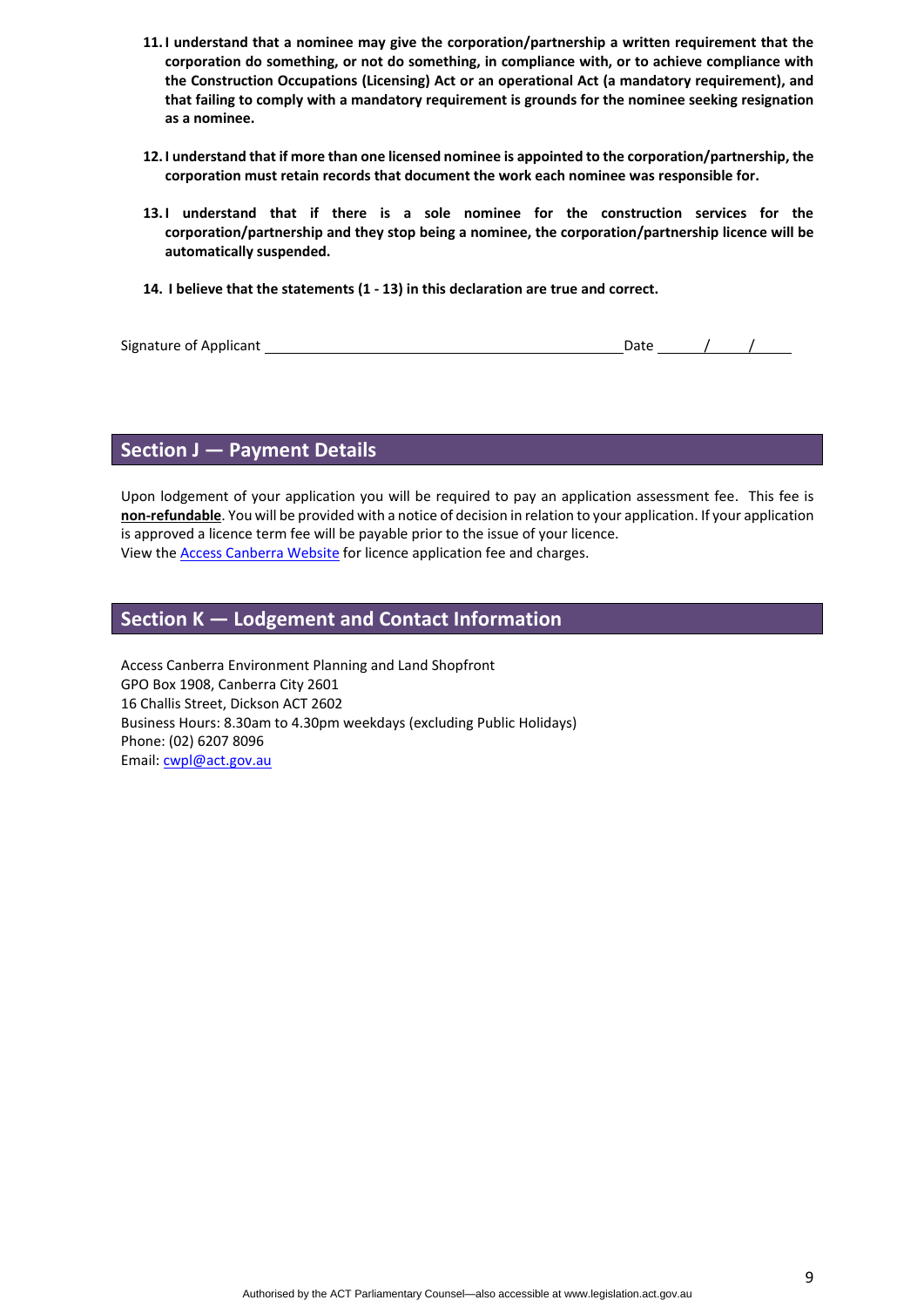**11. I understand that a nominee may give the corporation/partnership a written requirement that the corporation do something, or not do something, in compliance with, or to achieve compliance with the Construction Occupations (Licensing) Act or an operational Act (a mandatory requirement), and that failing to comply with a mandatory requirement is grounds for the nominee seeking resignation as a nominee.**

**12. I understand that if more than one licensed nominee is appointed to the corporation/partnership, the corporation must retain records that document the work each nominee was responsible for.**

**13. I understand that if there is a sole nominee for the construction services for the corporation/partnership and they stop being a nominee, the corporation/partnership licence will be automatically suspended.**

**14. I believe that the statements (1 - 13) in this declaration are true and correct.**

Signature of Applicant ____________________________________________ Date _____/_____/_____

## Section J — Payment Details

Upon lodgement of your application you will be required to pay an application assessment fee. This fee is **non-refundable**. You will be provided with a notice of decision in relation to your application. If your application is approved a licence term fee will be payable prior to the issue of your licence.
View the Access Canberra Website for licence application fee and charges.

## Section K — Lodgement and Contact Information

Access Canberra Environment Planning and Land Shopfront
GPO Box 1908, Canberra City 2601
16 Challis Street, Dickson ACT 2602
Business Hours: 8.30am to 4.30pm weekdays (excluding Public Holidays)
Phone: (02) 6207 8096
Email: cwpl@act.gov.au